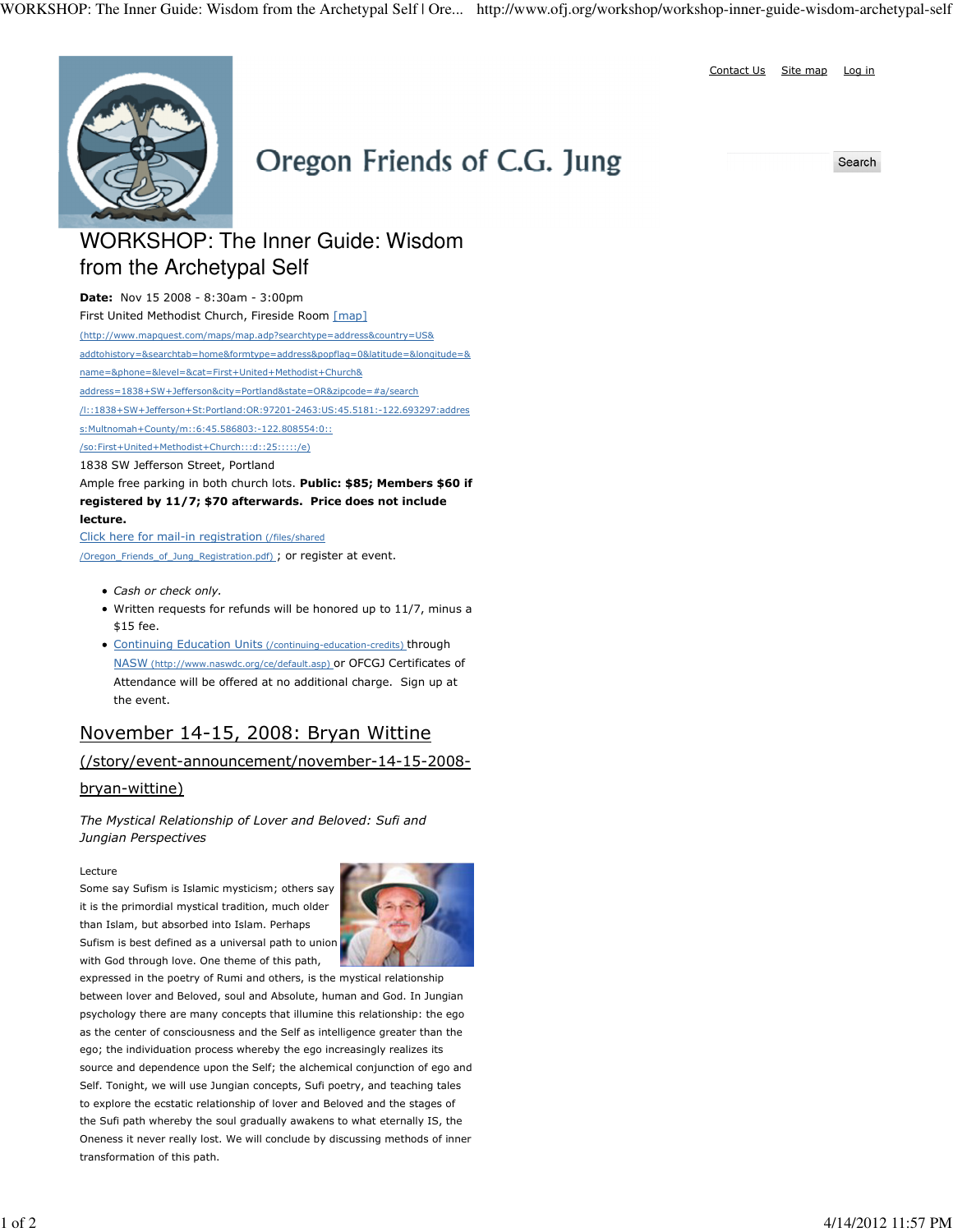Contact Us Site map Log in

Oregon Friends of C.G. Jung

Search

# WORKSHOP: The Inner Guide: Wisdom from the Archetypal Self

**Date:** Nov 15 2008 - 8:30am - 3:00pm

First United Methodist Church, Fireside Room [map] (http://www.mapquest.com/maps/map.adp?searchtype=address&country=US&addtohistory=&searchtab=home&formtype=address&popflag=0&latitude=&longitude=&name=&phone=&level=&cat=First+United+Methodist+Church&address=1838+SW+Jefferson&city=Portland&state=OR&zipcode=#a/search/l::1838+SW+Jefferson+St:Portland:OR:97201-2463:US:45.5181:-122.693297:address:Multnomah+County/m::6:45.586803:-122.808554:0::/so:First+United+Methodist+Church:::d::25:::::/e)

1838 SW Jefferson Street, Portland

Ample free parking in both church lots. **Public: $85; Members $60 if registered by 11/7; $70 afterwards. Price does not include lecture.**

Click here for mail-in registration (/files/shared/Oregon_Friends_of_Jung_Registration.pdf) ; or register at event.

- *Cash or check only.*
- Written requests for refunds will be honored up to 11/7, minus a $15 fee.
- Continuing Education Units (/continuing-education-credits) through NASW (http://www.naswdc.org/ce/default.asp) or OFCGJ Certificates of Attendance will be offered at no additional charge. Sign up at the event.

## November 14-15, 2008: Bryan Wittine (/story/event-announcement/november-14-15-2008-bryan-wittine)

*The Mystical Relationship of Lover and Beloved: Sufi and Jungian Perspectives*

Lecture

Some say Sufism is Islamic mysticism; others say it is the primordial mystical tradition, much older than Islam, but absorbed into Islam. Perhaps Sufism is best defined as a universal path to union with God through love. One theme of this path, expressed in the poetry of Rumi and others, is the mystical relationship between lover and Beloved, soul and Absolute, human and God. In Jungian psychology there are many concepts that illumine this relationship: the ego as the center of consciousness and the Self as intelligence greater than the ego; the individuation process whereby the ego increasingly realizes its source and dependence upon the Self; the alchemical conjunction of ego and Self. Tonight, we will use Jungian concepts, Sufi poetry, and teaching tales to explore the ecstatic relationship of lover and Beloved and the stages of the Sufi path whereby the soul gradually awakens to what eternally IS, the Oneness it never really lost. We will conclude by discussing methods of inner transformation of this path.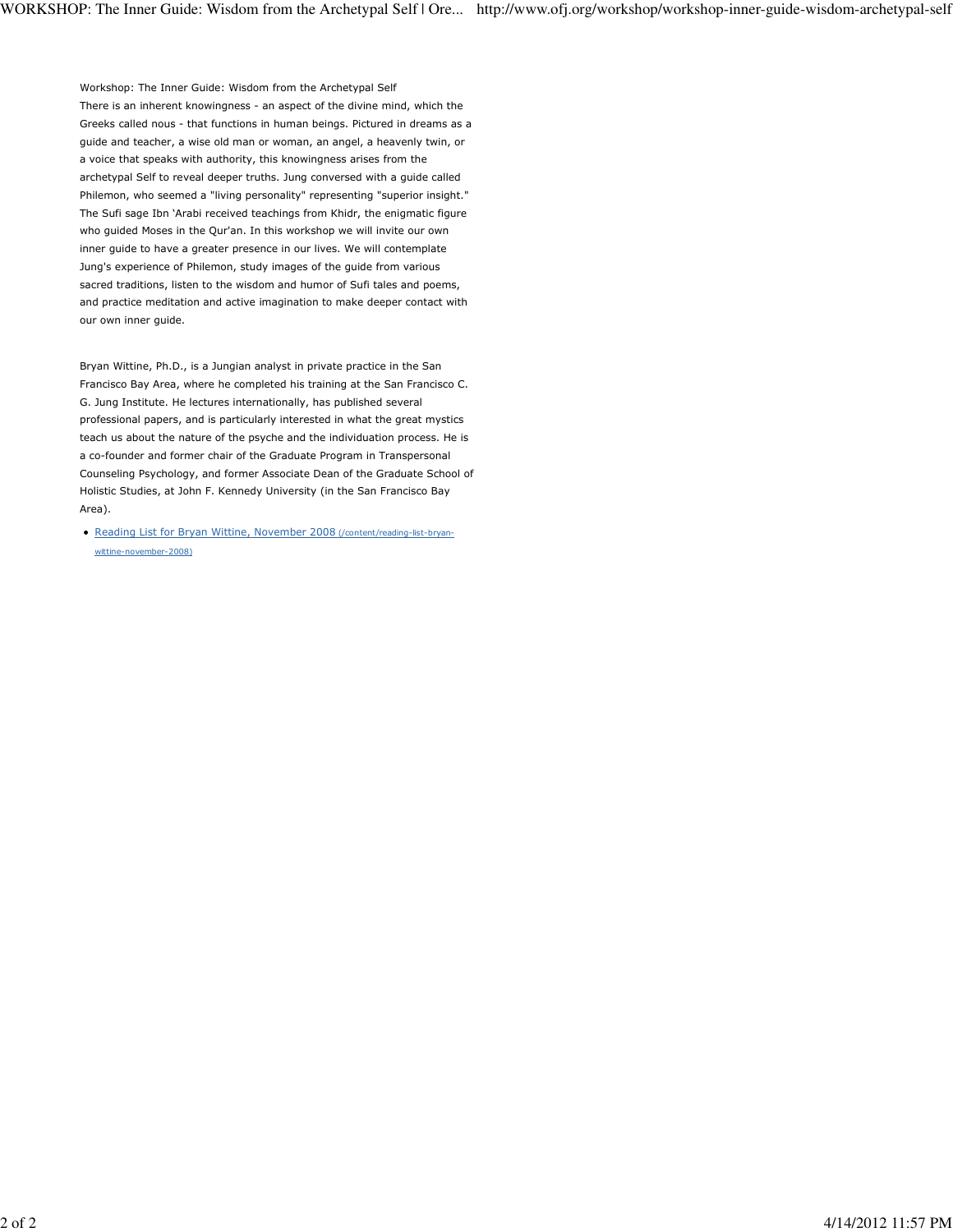Workshop: The Inner Guide: Wisdom from the Archetypal Self

There is an inherent knowingness - an aspect of the divine mind, which the Greeks called nous - that functions in human beings. Pictured in dreams as a guide and teacher, a wise old man or woman, an angel, a heavenly twin, or a voice that speaks with authority, this knowingness arises from the archetypal Self to reveal deeper truths. Jung conversed with a guide called Philemon, who seemed a "living personality" representing "superior insight." The Sufi sage Ibn ʻArabi received teachings from Khidr, the enigmatic figure who guided Moses in the Qur'an. In this workshop we will invite our own inner guide to have a greater presence in our lives. We will contemplate Jung's experience of Philemon, study images of the guide from various sacred traditions, listen to the wisdom and humor of Sufi tales and poems, and practice meditation and active imagination to make deeper contact with our own inner guide.

Bryan Wittine, Ph.D., is a Jungian analyst in private practice in the San Francisco Bay Area, where he completed his training at the San Francisco C. G. Jung Institute. He lectures internationally, has published several professional papers, and is particularly interested in what the great mystics teach us about the nature of the psyche and the individuation process. He is a co-founder and former chair of the Graduate Program in Transpersonal Counseling Psychology, and former Associate Dean of the Graduate School of Holistic Studies, at John F. Kennedy University (in the San Francisco Bay Area).

- Reading List for Bryan Wittine, November 2008 (/content/reading-list-bryan-wittine-november-2008)